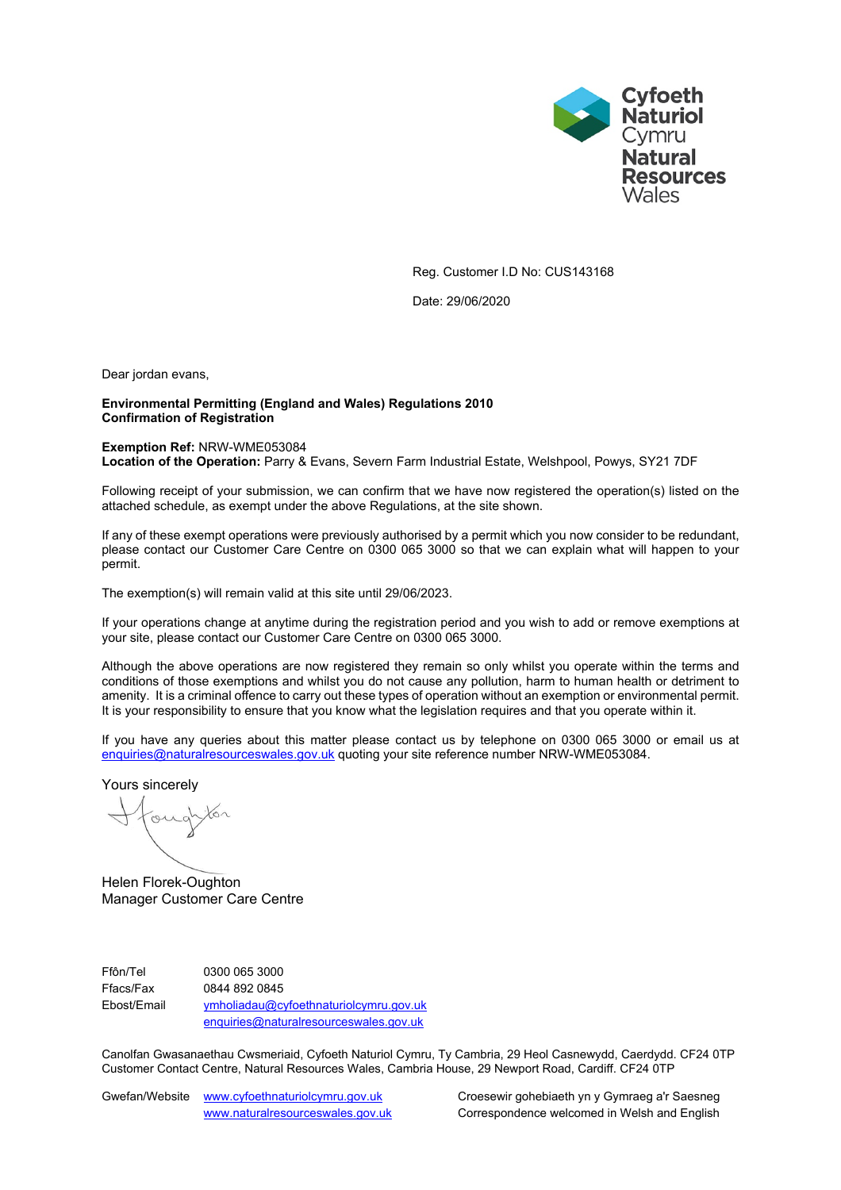Cyfoeth Naturiol Cymru
Natural Resources Wales

Reg. Customer I.D No: CUS143168

Date: 29/06/2020

Dear jordan evans,

**Environmental Permitting (England and Wales) Regulations 2010**
**Confirmation of Registration**

**Exemption Ref:** NRW-WME053084
**Location of the Operation:** Parry & Evans, Severn Farm Industrial Estate, Welshpool, Powys, SY21 7DF

Following receipt of your submission, we can confirm that we have now registered the operation(s) listed on the attached schedule, as exempt under the above Regulations, at the site shown.

If any of these exempt operations were previously authorised by a permit which you now consider to be redundant, please contact our Customer Care Centre on 0300 065 3000 so that we can explain what will happen to your permit.

The exemption(s) will remain valid at this site until 29/06/2023.

If your operations change at anytime during the registration period and you wish to add or remove exemptions at your site, please contact our Customer Care Centre on 0300 065 3000.

Although the above operations are now registered they remain so only whilst you operate within the terms and conditions of those exemptions and whilst you do not cause any pollution, harm to human health or detriment to amenity. It is a criminal offence to carry out these types of operation without an exemption or environmental permit. It is your responsibility to ensure that you know what the legislation requires and that you operate within it.

If you have any queries about this matter please contact us by telephone on 0300 065 3000 or email us at enquiries@naturalresourceswales.gov.uk quoting your site reference number NRW-WME053084.

Yours sincerely

Helen Florek-Oughton
Manager Customer Care Centre

| | |
|---|---|
| Ffôn/Tel | 0300 065 3000 |
| Ffacs/Fax | 0844 892 0845 |
| Ebost/Email | ymholiadau@cyfoethnaturiolcymru.gov.uk |
| | enquiries@naturalresourceswales.gov.uk |

Canolfan Gwasanaethau Cwsmeriaid, Cyfoeth Naturiol Cymru, Ty Cambria, 29 Heol Casnewydd, Caerdydd. CF24 0TP
Customer Contact Centre, Natural Resources Wales, Cambria House, 29 Newport Road, Cardiff. CF24 0TP

Gwefan/Website www.cyfoethnaturiolcymru.gov.uk
www.naturalresourceswales.gov.uk

Croesewir gohebiaeth yn y Gymraeg a'r Saesneg
Correspondence welcomed in Welsh and English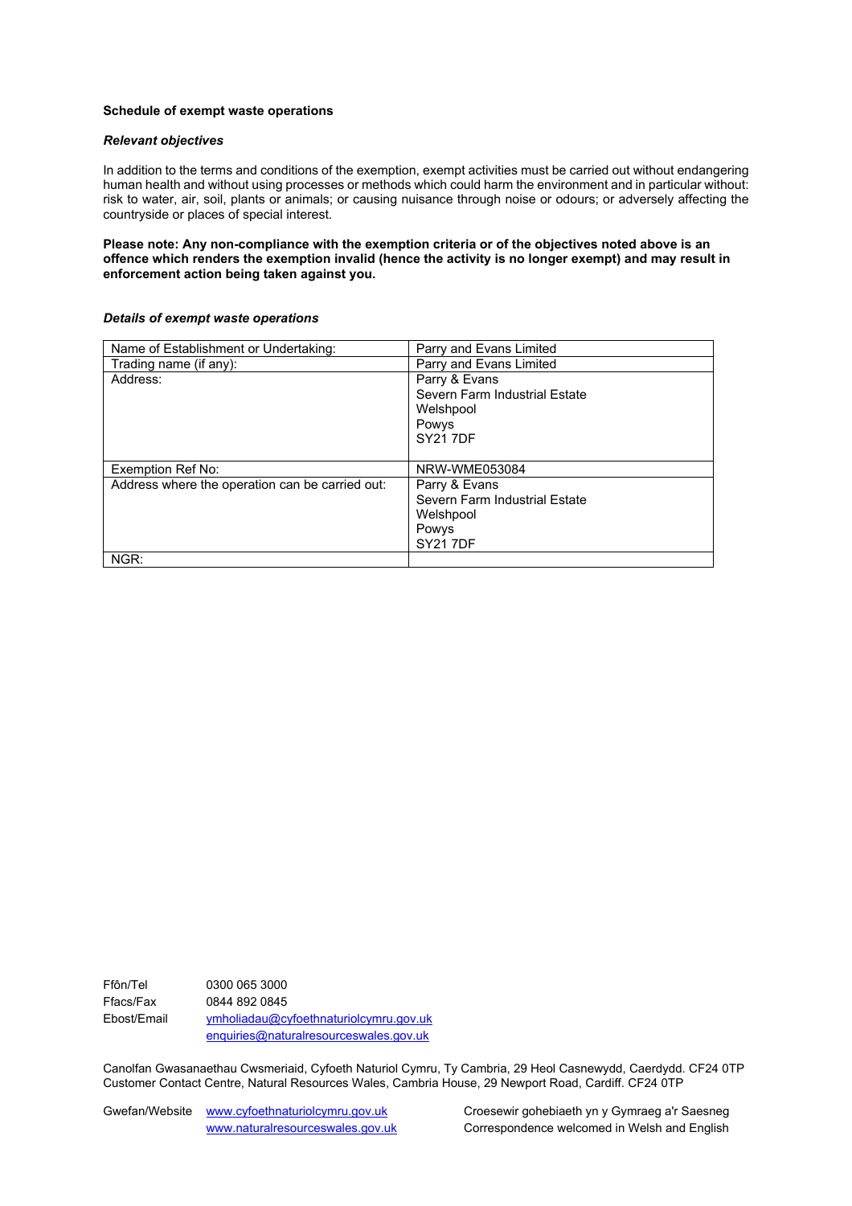**Schedule of exempt waste operations**

***Relevant objectives***

In addition to the terms and conditions of the exemption, exempt activities must be carried out without endangering human health and without using processes or methods which could harm the environment and in particular without: risk to water, air, soil, plants or animals; or causing nuisance through noise or odours; or adversely affecting the countryside or places of special interest.

**Please note: Any non-compliance with the exemption criteria or of the objectives noted above is an offence which renders the exemption invalid (hence the activity is no longer exempt) and may result in enforcement action being taken against you.**

***Details of exempt waste operations***

| | |
|---|---|
| Name of Establishment or Undertaking: | Parry and Evans Limited |
| Trading name (if any): | Parry and Evans Limited |
| Address: | Parry & Evans<br>Severn Farm Industrial Estate<br>Welshpool<br>Powys<br>SY21 7DF |
| Exemption Ref No: | NRW-WME053084 |
| Address where the operation can be carried out: | Parry & Evans<br>Severn Farm Industrial Estate<br>Welshpool<br>Powys<br>SY21 7DF |
| NGR: | |

Ffôn/Tel 0300 065 3000
Ffacs/Fax 0844 892 0845
Ebost/Email ymholiadau@cyfoethnaturiolcymru.gov.uk
enquiries@naturalresourceswales.gov.uk

Canolfan Gwasanaethau Cwsmeriaid, Cyfoeth Naturiol Cymru, Ty Cambria, 29 Heol Casnewydd, Caerdydd. CF24 0TP
Customer Contact Centre, Natural Resources Wales, Cambria House, 29 Newport Road, Cardiff. CF24 0TP

Gwefan/Website www.cyfoethnaturiolcymru.gov.uk
www.naturalresourceswales.gov.uk

Croesewir gohebiaeth yn y Gymraeg a'r Saesneg
Correspondence welcomed in Welsh and English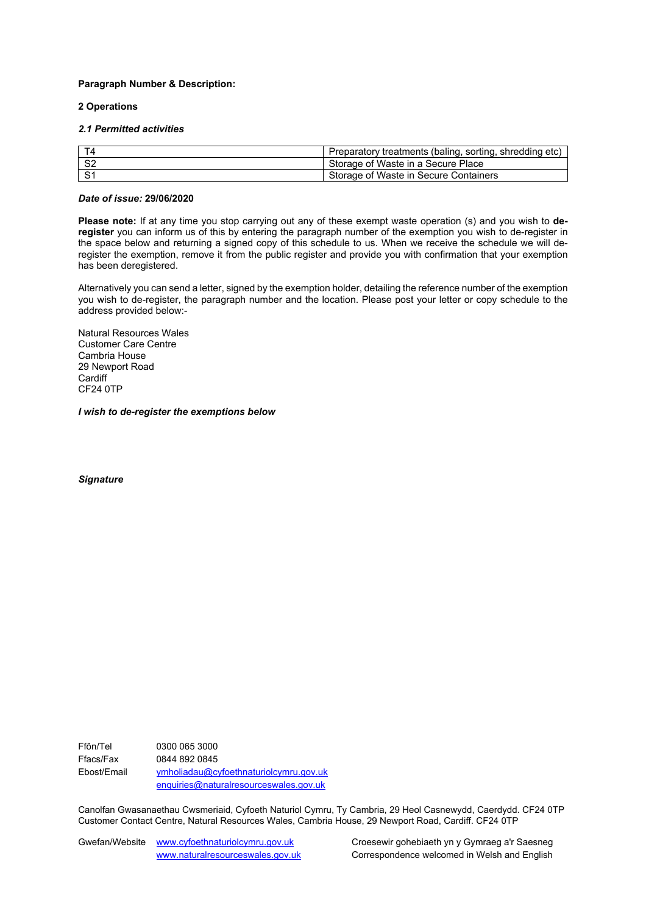**Paragraph Number & Description:**

**2 Operations**

***2.1 Permitted activities***

| | |
|---|---|
| T4 | Preparatory treatments (baling, sorting, shredding etc) |
| S2 | Storage of Waste in a Secure Place |
| S1 | Storage of Waste in Secure Containers |

***Date of issue:*** **29/06/2020**

**Please note:** If at any time you stop carrying out any of these exempt waste operation (s) and you wish to **de-register** you can inform us of this by entering the paragraph number of the exemption you wish to de-register in the space below and returning a signed copy of this schedule to us. When we receive the schedule we will de-register the exemption, remove it from the public register and provide you with confirmation that your exemption has been deregistered.

Alternatively you can send a letter, signed by the exemption holder, detailing the reference number of the exemption you wish to de-register, the paragraph number and the location. Please post your letter or copy schedule to the address provided below:-

Natural Resources Wales
Customer Care Centre
Cambria House
29 Newport Road
Cardiff
CF24 0TP

***I wish to de-register the exemptions below***

***Signature***

Ffôn/Tel 0300 065 3000
Ffacs/Fax 0844 892 0845
Ebost/Email ymholiadau@cyfoethnaturiolcymru.gov.uk
enquiries@naturalresourceswales.gov.uk

Canolfan Gwasanaethau Cwsmeriaid, Cyfoeth Naturiol Cymru, Ty Cambria, 29 Heol Casnewydd, Caerdydd. CF24 0TP
Customer Contact Centre, Natural Resources Wales, Cambria House, 29 Newport Road, Cardiff. CF24 0TP

Gwefan/Website www.cyfoethnaturiolcymru.gov.uk
www.naturalresourceswales.gov.uk

Croesewir gohebiaeth yn y Gymraeg a'r Saesneg
Correspondence welcomed in Welsh and English